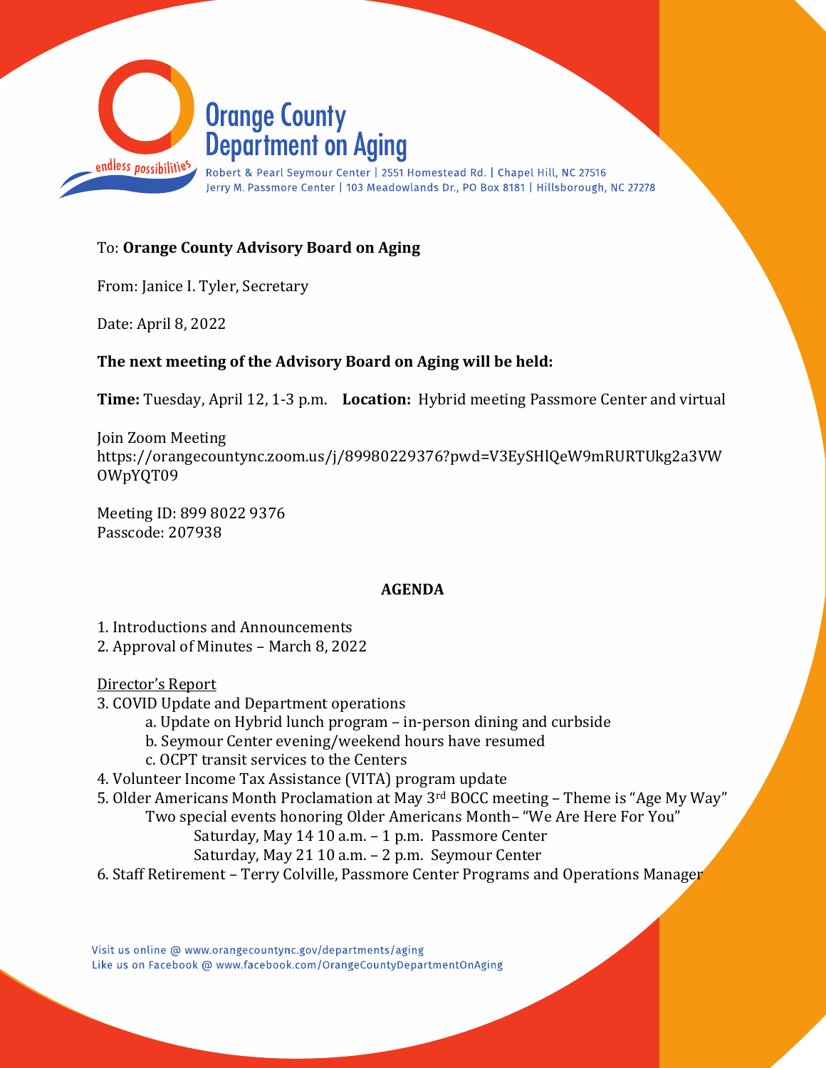Orange County Department on Aging

endless possibilities

Robert & Pearl Seymour Center | 2551 Homestead Rd. | Chapel Hill, NC 27516
Jerry M. Passmore Center | 103 Meadowlands Dr., PO Box 8181 | Hillsborough, NC 27278

To: **Orange County Advisory Board on Aging**

From: Janice I. Tyler, Secretary

Date: April 8, 2022

**The next meeting of the Advisory Board on Aging will be held:**

**Time:** Tuesday, April 12, 1-3 p.m. **Location:** Hybrid meeting Passmore Center and virtual

Join Zoom Meeting
https://orangecountync.zoom.us/j/89980229376?pwd=V3EySHlQeW9mRURTUkg2a3VWOWpYQT09

Meeting ID: 899 8022 9376
Passcode: 207938

**AGENDA**

1. Introductions and Announcements
2. Approval of Minutes – March 8, 2022

Director's Report

3. COVID Update and Department operations
   - a. Update on Hybrid lunch program – in-person dining and curbside
   - b. Seymour Center evening/weekend hours have resumed
   - c. OCPT transit services to the Centers
4. Volunteer Income Tax Assistance (VITA) program update
5. Older Americans Month Proclamation at May 3rd BOCC meeting – Theme is "Age My Way"
   Two special events honoring Older Americans Month– "We Are Here For You"
   - Saturday, May 14 10 a.m. – 1 p.m. Passmore Center
   - Saturday, May 21 10 a.m. – 2 p.m. Seymour Center
6. Staff Retirement – Terry Colville, Passmore Center Programs and Operations Manager

Visit us online @ www.orangecountync.gov/departments/aging
Like us on Facebook @ www.facebook.com/OrangeCountyDepartmentOnAging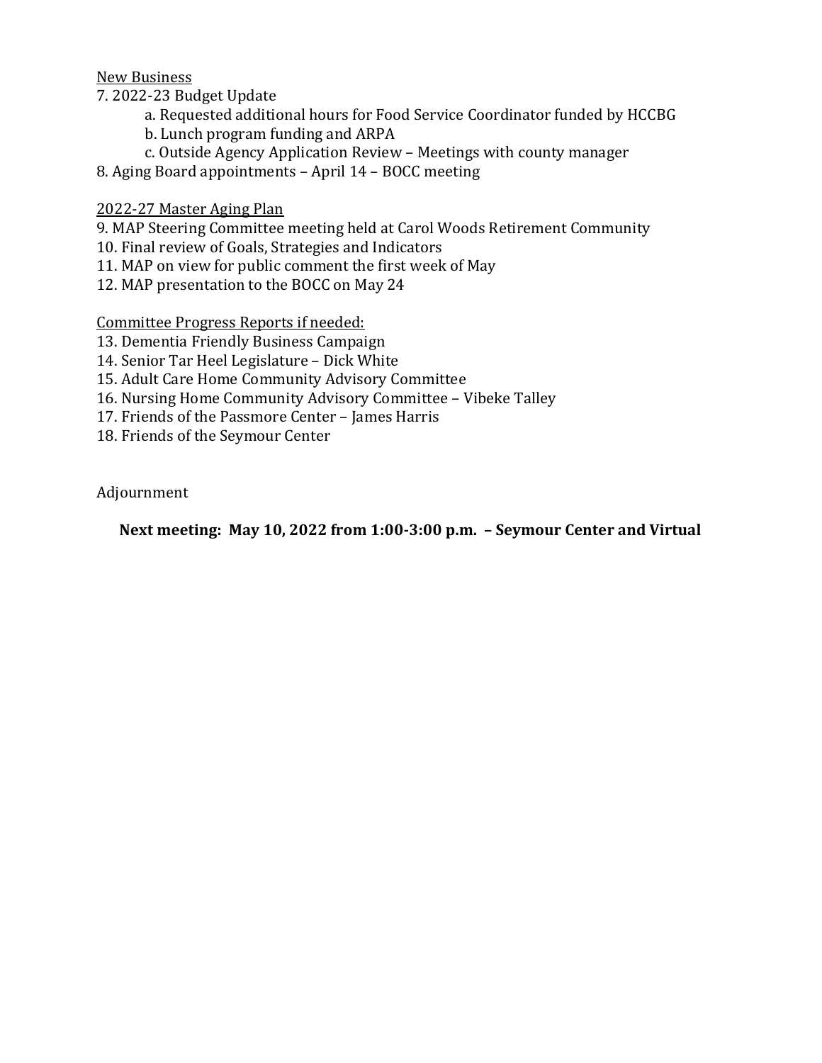New Business

7. 2022-23 Budget Update
    a. Requested additional hours for Food Service Coordinator funded by HCCBG
    b. Lunch program funding and ARPA
    c. Outside Agency Application Review – Meetings with county manager
8. Aging Board appointments – April 14 – BOCC meeting

2022-27 Master Aging Plan

9. MAP Steering Committee meeting held at Carol Woods Retirement Community
10. Final review of Goals, Strategies and Indicators
11. MAP on view for public comment the first week of May
12. MAP presentation to the BOCC on May 24

Committee Progress Reports if needed:

13. Dementia Friendly Business Campaign
14. Senior Tar Heel Legislature – Dick White
15. Adult Care Home Community Advisory Committee
16. Nursing Home Community Advisory Committee – Vibeke Talley
17. Friends of the Passmore Center – James Harris
18. Friends of the Seymour Center

Adjournment

**Next meeting: May 10, 2022 from 1:00-3:00 p.m. – Seymour Center and Virtual**